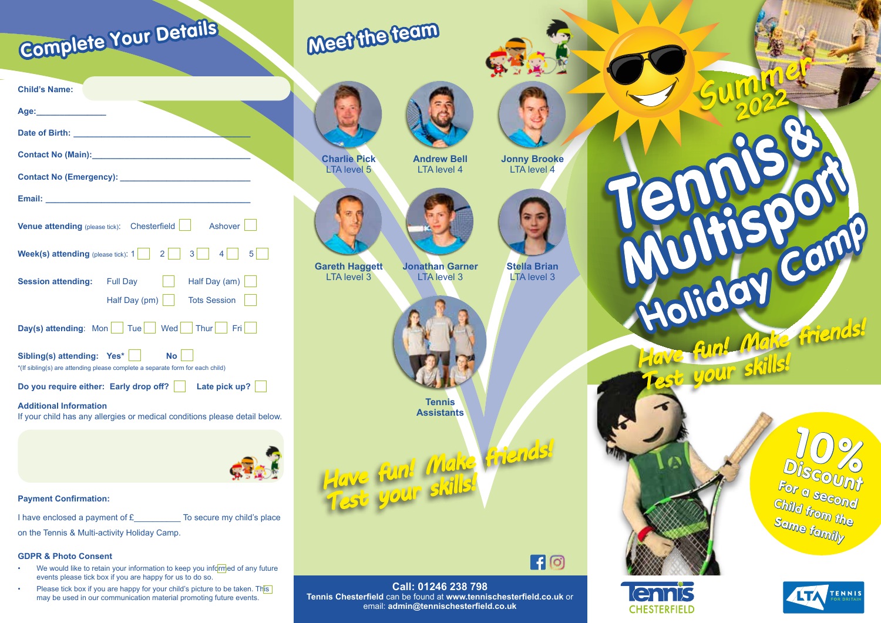## Complete Your Details

**Child's Name:**

**Age:**______________

**Date of Birth:** ____________________________________

**Contact No (Main):**______________________________

**Contact No (Emergency):** __________________________

**Email:** ____________________________________________

**Venue attending** (please tick): Chesterfield ☐ Ashover ☐

**Week(s) attending** (please tick): 1 ☐ 2 ☐ 3 ☐ 4 ☐ 5 ☐

**Session attending:** Full Day ☐ Half Day (am) ☐ Half Day (pm) ☐ Tots Session ☐

**Day(s) attending**: Mon ☐ Tue ☐ Wed ☐ Thur ☐ Fri ☐

**Sibling(s) attending: Yes*** ☐ **No** ☐

*(If sibling(s) are attending please complete a separate form for each child)

**Do you require either: Early drop off?** ☐ **Late pick up?** ☐

**Additional Information**

If your child has any allergies or medical conditions please detail below.

**Payment Confirmation:**

I have enclosed a payment of £_________ To secure my child's place on the Tennis & Multi-activity Holiday Camp.

**GDPR & Photo Consent**

- We would like to retain your information to keep you informed of any future events please tick box if you are happy for us to do so. ☐
- Please tick box if you are happy for your child's picture to be taken. This may be used in our communication material promoting future events. ☐

## Meet the team

**Charlie Pick**
LTA level 5

**Andrew Bell**
LTA level 4

**Jonny Brooke**
LTA level 4

**Gareth Haggett**
LTA level 3

**Jonathan Garner**
LTA level 3

**Stella Brian**
LTA level 3

**Tennis Assistants**

*Have fun! Make friends! Test your skills!*

**Call: 01246 238 798**
**Tennis Chesterfield** can be found at **www.tennischesterfield.co.uk** or email: **admin@tennischesterfield.co.uk**

# Summer 2022 Tennis & Multisport Holiday Camp

*Have fun! Make friends! Test your skills!*

**10% Discount**
For a second Child from the Same family

Tennis CHESTERFIELD

LTA TENNIS FOR BRITAIN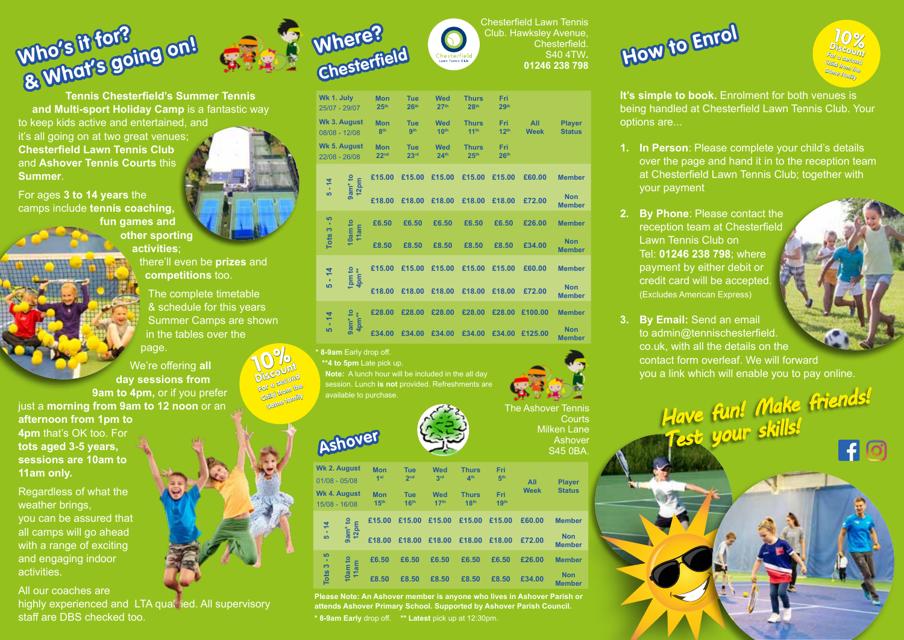## Who's it for? & What's going on!

**Tennis Chesterfield's Summer Tennis and Multi-sport Holiday Camp** is a fantastic way to keep kids active and entertained, and it's all going on at two great venues; **Chesterfield Lawn Tennis Club** and **Ashover Tennis Courts** this **Summer**.

For ages **3 to 14 years** the camps include **tennis coaching, fun games and other sporting activities**; there'll even be **prizes** and **competitions** too.

The complete timetable & schedule for this years Summer Camps are shown in the tables over the page.

We're offering **all day sessions from 9am to 4pm,** or if you prefer just a **morning from 9am to 12 noon** or an **afternoon from 1pm to 4pm** that's OK too. For **tots aged 3-5 years, sessions are 10am to 11am only.**

10% Discount For a second Child from the Same family

Regardless of what the weather brings, you can be assured that all camps will go ahead with a range of exciting and engaging indoor activities.

All our coaches are highly experienced and LTA qualified. All supervisory staff are DBS checked too.

## Where? Chesterfield

Chesterfield Lawn Tennis Club. Hawksley Avenue, Chesterfield. S40 4TW. **01246 238 798**

| | | | | | | | | |
|---|---|---|---|---|---|---|---|---|
| **Wk 1. July** 25/07 - 29/07 | | Mon 25th | Tue 26th | Wed 27th | Thurs 28th | Fri 29th | | |
| **Wk 3. August** 08/08 - 12/08 | | Mon 8th | Tue 9th | Wed 10th | Thurs 11th | Fri 12th | All Week | Player Status |
| **Wk 5. August** 22/08 - 26/08 | | Mon 22nd | Tue 23rd | Wed 24th | Thurs 25th | Fri 26th | | |
| 5 - 14 | 9am* to 12pm | £15.00 | £15.00 | £15.00 | £15.00 | £15.00 | £60.00 | Member |
| | | £18.00 | £18.00 | £18.00 | £18.00 | £18.00 | £72.00 | Non Member |
| Tots 3 - 5 | 10am to 11am | £6.50 | £6.50 | £6.50 | £6.50 | £6.50 | £26.00 | Member |
| | | £8.50 | £8.50 | £8.50 | £8.50 | £8.50 | £34.00 | Non Member |
| 5 - 14 | 1pm to 4pm** | £15.00 | £15.00 | £15.00 | £15.00 | £15.00 | £60.00 | Member |
| | | £18.00 | £18.00 | £18.00 | £18.00 | £18.00 | £72.00 | Non Member |
| 5 - 14 | 9am* to 4pm** | £28.00 | £28.00 | £28.00 | £28.00 | £28.00 | £100.00 | Member |
| | | £34.00 | £34.00 | £34.00 | £34.00 | £34.00 | £125.00 | Non Member |

**\* 8-9am** Early drop off.
**\*\*4 to 5pm** Late pick up.
**Note:** A lunch hour will be included in the all day session. Lunch **is not** provided. Refreshments are available to purchase.

## Ashover

The Ashover Tennis Courts Milken Lane Ashover S45 0BA.

| | | | | | | | | |
|---|---|---|---|---|---|---|---|---|
| **Wk 2. August** 01/08 - 05/08 | | Mon 1st | Tue 2nd | Wed 3rd | Thurs 4th | Fri 5th | All Week | Player Status |
| **Wk 4. August** 15/08 - 16/08 | | Mon 15th | Tue 16th | Wed 17th | Thurs 18th | Fri 19th | | |
| 5 - 14 | 9am* to 12pm | £15.00 | £15.00 | £15.00 | £15.00 | £15.00 | £60.00 | Member |
| | | £18.00 | £18.00 | £18.00 | £18.00 | £18.00 | £72.00 | Non Member |
| Tots 3 - 5 | 10am to 11am | £6.50 | £6.50 | £6.50 | £6.50 | £6.50 | £26.00 | Member |
| | | £8.50 | £8.50 | £8.50 | £8.50 | £8.50 | £34.00 | Non Member |

**Please Note: An Ashover member is anyone who lives in Ashover Parish or attends Ashover Primary School. Supported by Ashover Parish Council.**
**\* 8-9am Early** drop off. **\*\* Latest** pick up at 12:30pm.

## How to Enrol

10% Discount For a second Child from the Same family

**It's simple to book.** Enrolment for both venues is being handled at Chesterfield Lawn Tennis Club. Your options are...

1. **In Person**: Please complete your child's details over the page and hand it in to the reception team at Chesterfield Lawn Tennis Club; together with your payment
2. **By Phone**: Please contact the reception team at Chesterfield Lawn Tennis Club on Tel: **01246 238 798**; where payment by either debit or credit card will be accepted. (Excludes American Express)
3. **By Email:** Send an email to admin@tennischesterfield.co.uk, with all the details on the contact form overleaf. We will forward you a link which will enable you to pay online.

Have fun! Make friends! Test your skills!